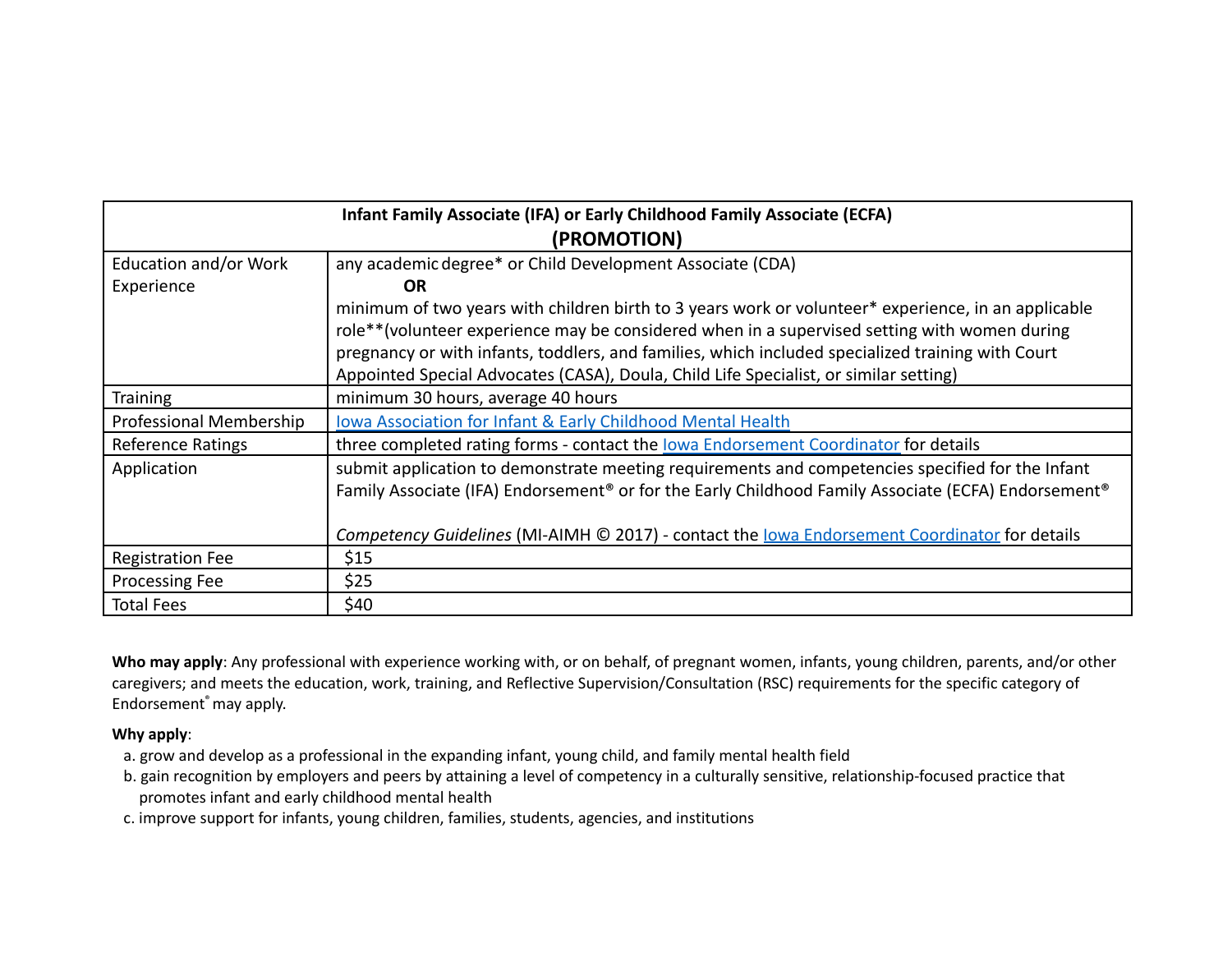| Infant Family Associate (IFA) or Early Childhood Family Associate (ECFA) **(PROMOTION)** | |
|---|---|
| Education and/or Work Experience | any academic degree* or Child Development Associate (CDA)<br>**OR**<br>minimum of two years with children birth to 3 years work or volunteer* experience, in an applicable role**(volunteer experience may be considered when in a supervised setting with women during pregnancy or with infants, toddlers, and families, which included specialized training with Court Appointed Special Advocates (CASA), Doula, Child Life Specialist, or similar setting) |
| Training | minimum 30 hours, average 40 hours |
| Professional Membership | Iowa Association for Infant & Early Childhood Mental Health |
| Reference Ratings | three completed rating forms - contact the Iowa Endorsement Coordinator for details |
| Application | submit application to demonstrate meeting requirements and competencies specified for the Infant Family Associate (IFA) Endorsement® or for the Early Childhood Family Associate (ECFA) Endorsement®<br><br>*Competency Guidelines* (MI-AIMH © 2017) - contact the Iowa Endorsement Coordinator for details |
| Registration Fee | $15 |
| Processing Fee | $25 |
| Total Fees | $40 |

**Who may apply**: Any professional with experience working with, or on behalf, of pregnant women, infants, young children, parents, and/or other caregivers; and meets the education, work, training, and Reflective Supervision/Consultation (RSC) requirements for the specific category of Endorsement® may apply.

**Why apply**:

a. grow and develop as a professional in the expanding infant, young child, and family mental health field
b. gain recognition by employers and peers by attaining a level of competency in a culturally sensitive, relationship-focused practice that promotes infant and early childhood mental health
c. improve support for infants, young children, families, students, agencies, and institutions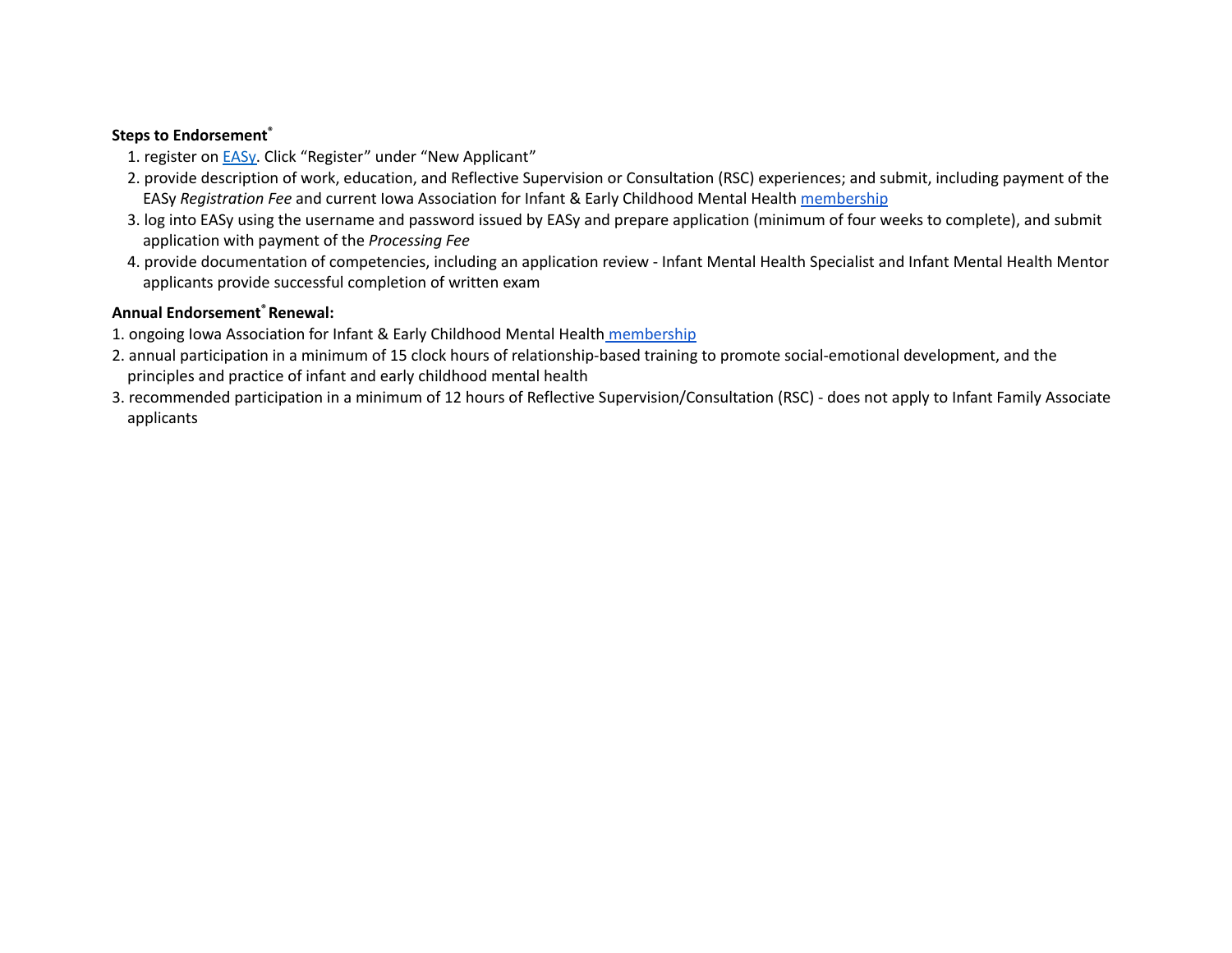**Steps to Endorsement®**

1. register on EASy. Click "Register" under "New Applicant"
2. provide description of work, education, and Reflective Supervision or Consultation (RSC) experiences; and submit, including payment of the EASy *Registration Fee* and current Iowa Association for Infant & Early Childhood Mental Health membership
3. log into EASy using the username and password issued by EASy and prepare application (minimum of four weeks to complete), and submit application with payment of the *Processing Fee*
4. provide documentation of competencies, including an application review - Infant Mental Health Specialist and Infant Mental Health Mentor applicants provide successful completion of written exam

**Annual Endorsement® Renewal:**

1. ongoing Iowa Association for Infant & Early Childhood Mental Health membership
2. annual participation in a minimum of 15 clock hours of relationship-based training to promote social-emotional development, and the principles and practice of infant and early childhood mental health
3. recommended participation in a minimum of 12 hours of Reflective Supervision/Consultation (RSC) - does not apply to Infant Family Associate applicants